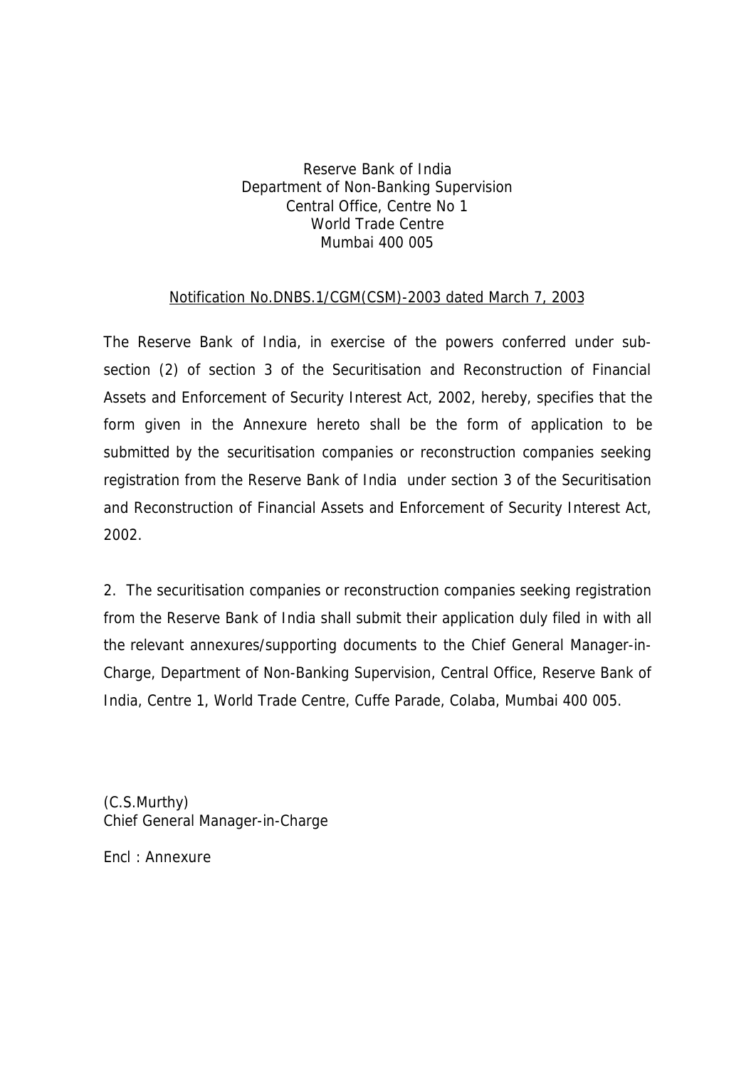Reserve Bank of India
Department of Non-Banking Supervision
Central Office, Centre No 1
World Trade Centre
Mumbai 400 005

Notification No.DNBS.1/CGM(CSM)-2003 dated March 7, 2003

The Reserve Bank of India, in exercise of the powers conferred under sub-section (2) of section 3 of the Securitisation and Reconstruction of Financial Assets and Enforcement of Security Interest Act, 2002, hereby, specifies that the form given in the Annexure hereto shall be the form of application to be submitted by the securitisation companies or reconstruction companies seeking registration from the Reserve Bank of India under section 3 of the Securitisation and Reconstruction of Financial Assets and Enforcement of Security Interest Act, 2002.

2. The securitisation companies or reconstruction companies seeking registration from the Reserve Bank of India shall submit their application duly filed in with all the relevant annexures/supporting documents to the Chief General Manager-in-Charge, Department of Non-Banking Supervision, Central Office, Reserve Bank of India, Centre 1, World Trade Centre, Cuffe Parade, Colaba, Mumbai 400 005.

(C.S.Murthy)
Chief General Manager-in-Charge

Encl : Annexure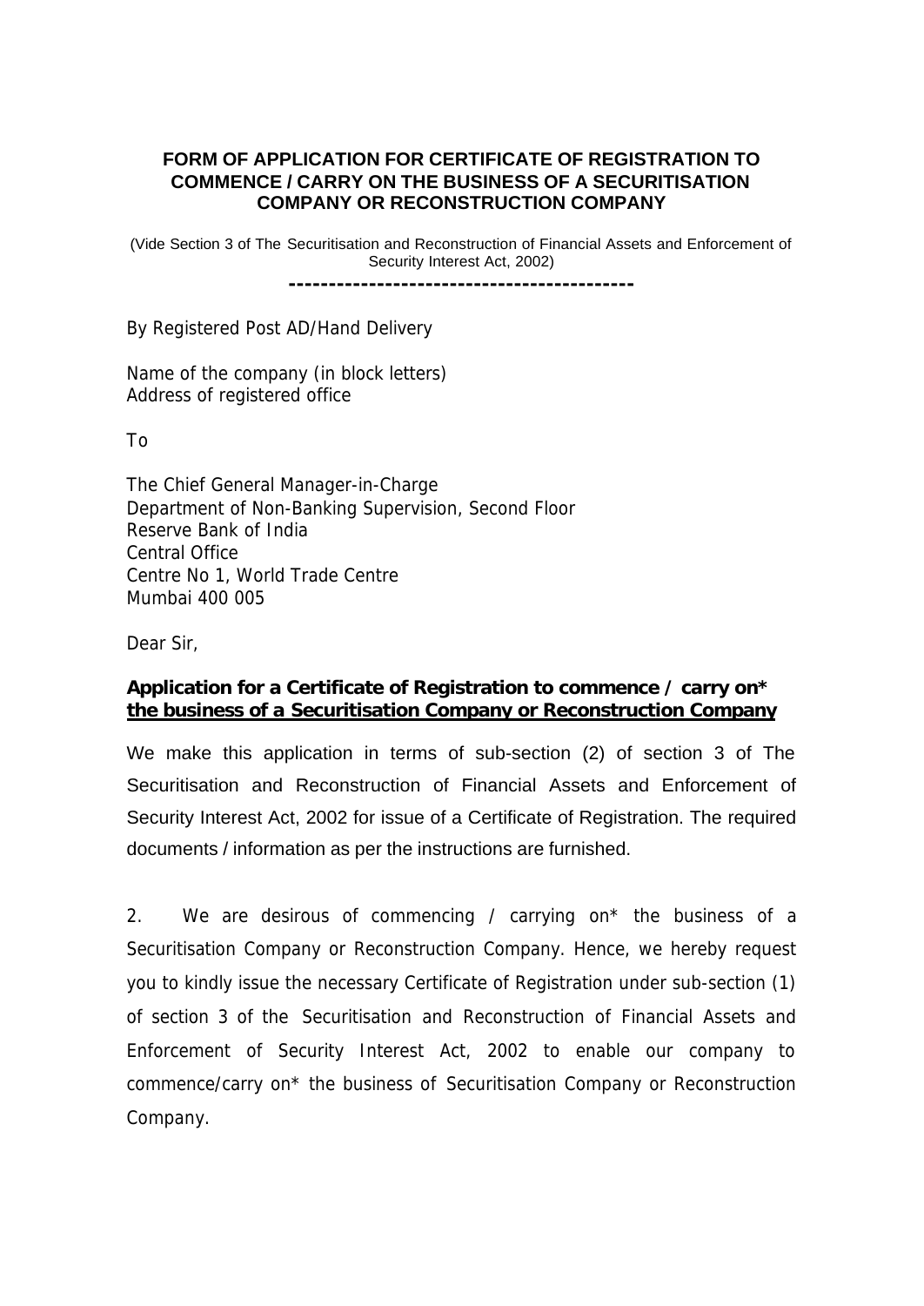# FORM OF APPLICATION FOR CERTIFICATE OF REGISTRATION TO COMMENCE / CARRY ON THE BUSINESS OF A SECURITISATION COMPANY OR RECONSTRUCTION COMPANY

(Vide Section 3 of The Securitisation and Reconstruction of Financial Assets and Enforcement of Security Interest Act, 2002)

---

By Registered Post AD/Hand Delivery

Name of the company (in block letters)
Address of registered office

To

The Chief General Manager-in-Charge
Department of Non-Banking Supervision, Second Floor
Reserve Bank of India
Central Office
Centre No 1, World Trade Centre
Mumbai 400 005

Dear Sir,

**Application for a Certificate of Registration to commence / carry on* <u>the business of a Securitisation Company or Reconstruction Company</u>**

We make this application in terms of sub-section (2) of section 3 of The Securitisation and Reconstruction of Financial Assets and Enforcement of Security Interest Act, 2002 for issue of a Certificate of Registration. The required documents / information as per the instructions are furnished.

2. We are desirous of commencing / carrying on* the business of a Securitisation Company or Reconstruction Company. Hence, we hereby request you to kindly issue the necessary Certificate of Registration under sub-section (1) of section 3 of the Securitisation and Reconstruction of Financial Assets and Enforcement of Security Interest Act, 2002 to enable our company to commence/carry on* the business of Securitisation Company or Reconstruction Company.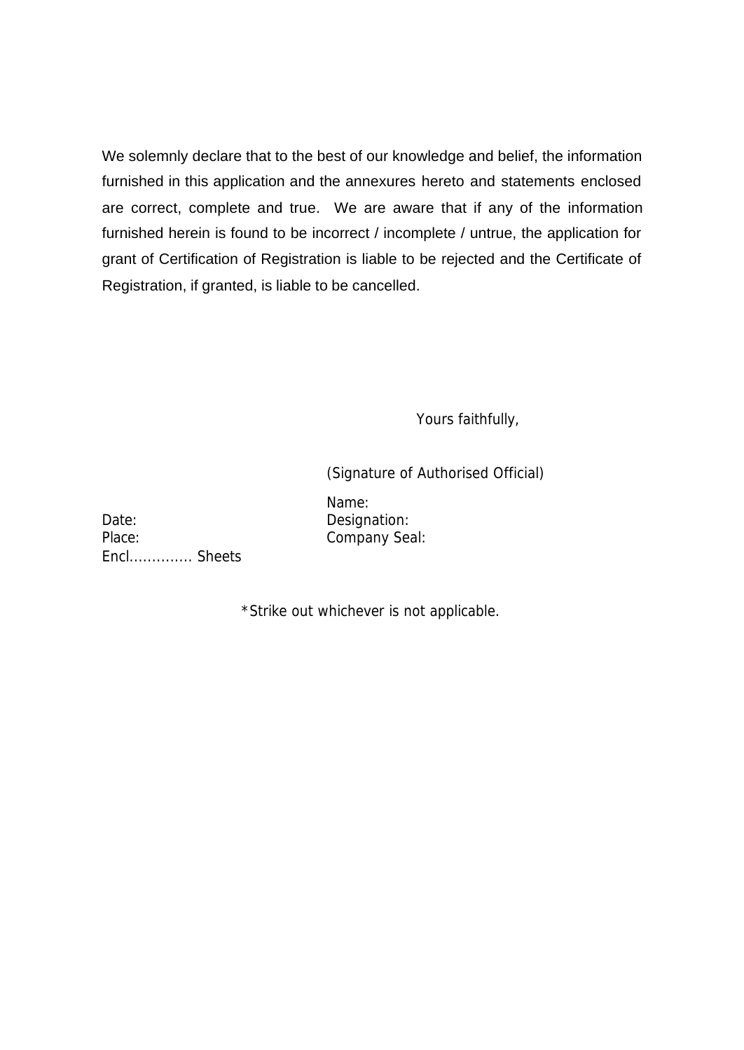We solemnly declare that to the best of our knowledge and belief, the information furnished in this application and the annexures hereto and statements enclosed are correct, complete and true. We are aware that if any of the information furnished herein is found to be incorrect / incomplete / untrue, the application for grant of Certification of Registration is liable to be rejected and the Certificate of Registration, if granted, is liable to be cancelled.

Yours faithfully,

(Signature of Authorised Official)

Name:
Designation:
Company Seal:

Date:
Place:
Encl............. Sheets

*Strike out whichever is not applicable.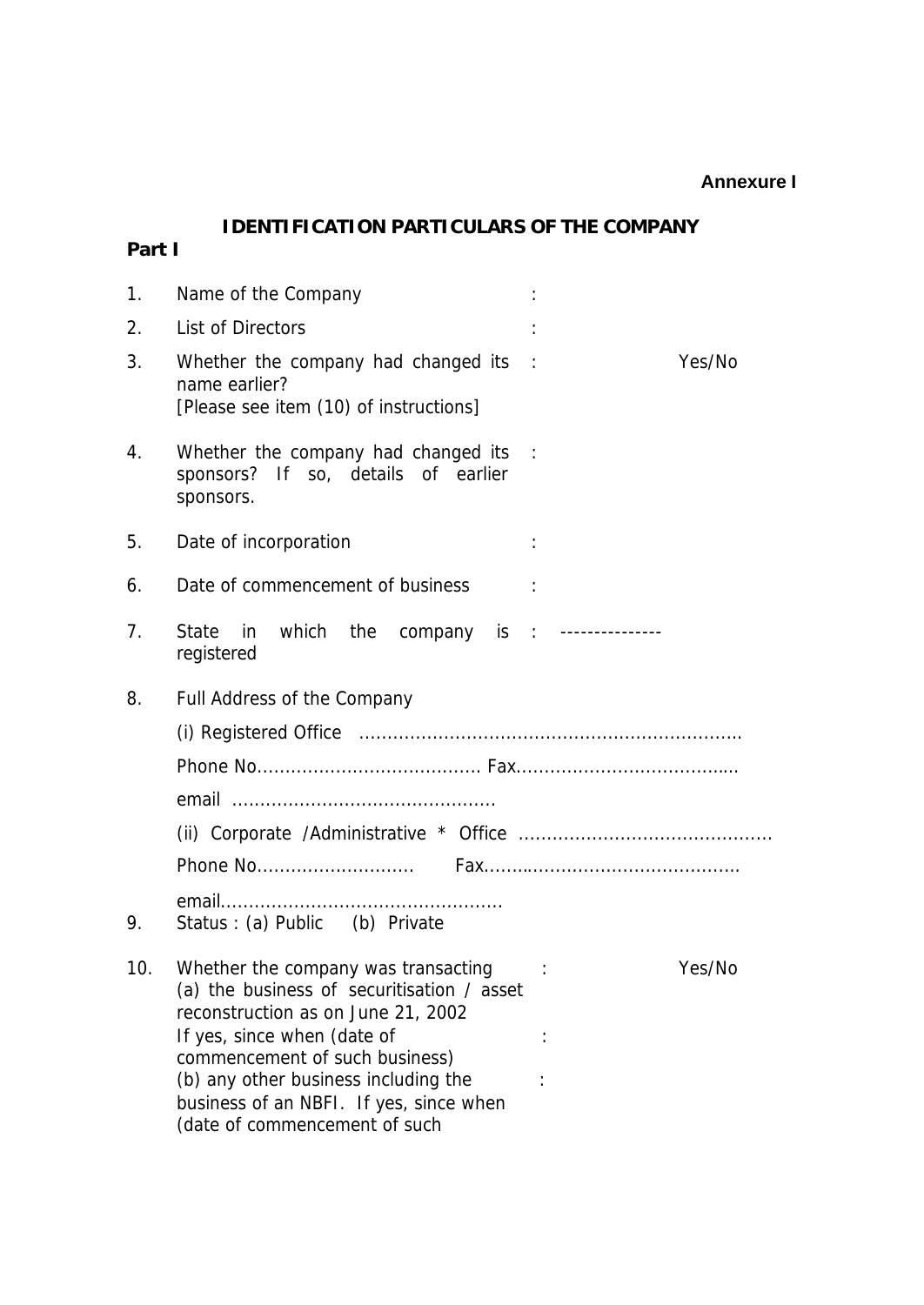**Annexure I**

## IDENTIFICATION PARTICULARS OF THE COMPANY

**Part I**

1. Name of the Company :
2. List of Directors :
3. Whether the company had changed its name earlier? [Please see item (10) of instructions] : Yes/No
4. Whether the company had changed its sponsors? If so, details of earlier sponsors. :
5. Date of incorporation :
6. Date of commencement of business :
7. State in which the company is registered : ---------------
8. Full Address of the Company

   (i) Registered Office ..................................................................

   Phone No....................................... Fax.......................................

   email ..............................................

   (ii) Corporate /Administrative * Office ............................................

   Phone No............................ Fax...........................................

   email.................................................
9. Status : (a) Public (b) Private
10. Whether the company was transacting : Yes/No

    (a) the business of securitisation / asset reconstruction as on June 21, 2002

    If yes, since when (date of commencement of such business) :

    (b) any other business including the business of an NBFI. If yes, since when (date of commencement of such :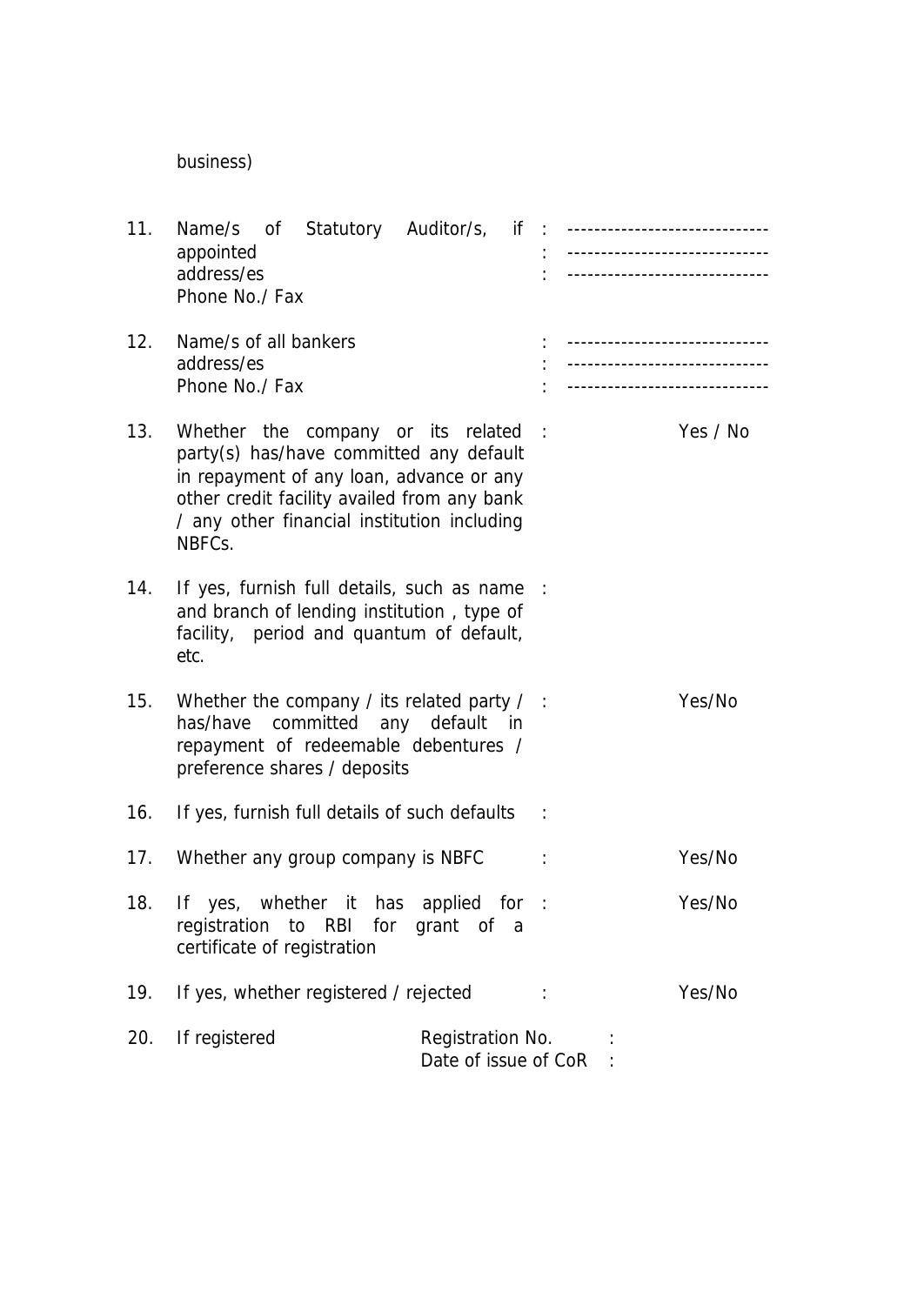business)

| | | | |
|---|---|---|---|
| 11. | Name/s of Statutory Auditor/s, if appointed<br>address/es<br>Phone No./ Fax | :<br>:<br>: | -----------------------------<br>-----------------------------<br>----------------------------- |
| 12. | Name/s of all bankers<br>address/es<br>Phone No./ Fax | :<br>:<br>: | -----------------------------<br>-----------------------------<br>----------------------------- |
| 13. | Whether the company or its related party(s) has/have committed any default in repayment of any loan, advance or any other credit facility availed from any bank / any other financial institution including NBFCs. | : | Yes / No |
| 14. | If yes, furnish full details, such as name and branch of lending institution , type of facility, period and quantum of default, etc. | : | |
| 15. | Whether the company / its related party / has/have committed any default in repayment of redeemable debentures / preference shares / deposits | : | Yes/No |
| 16. | If yes, furnish full details of such defaults | : | |
| 17. | Whether any group company is NBFC | : | Yes/No |
| 18. | If yes, whether it has applied for registration to RBI for grant of a certificate of registration | : | Yes/No |
| 19. | If yes, whether registered / rejected | : | Yes/No |
| 20. | If registered | Registration No. :<br>Date of issue of CoR : | |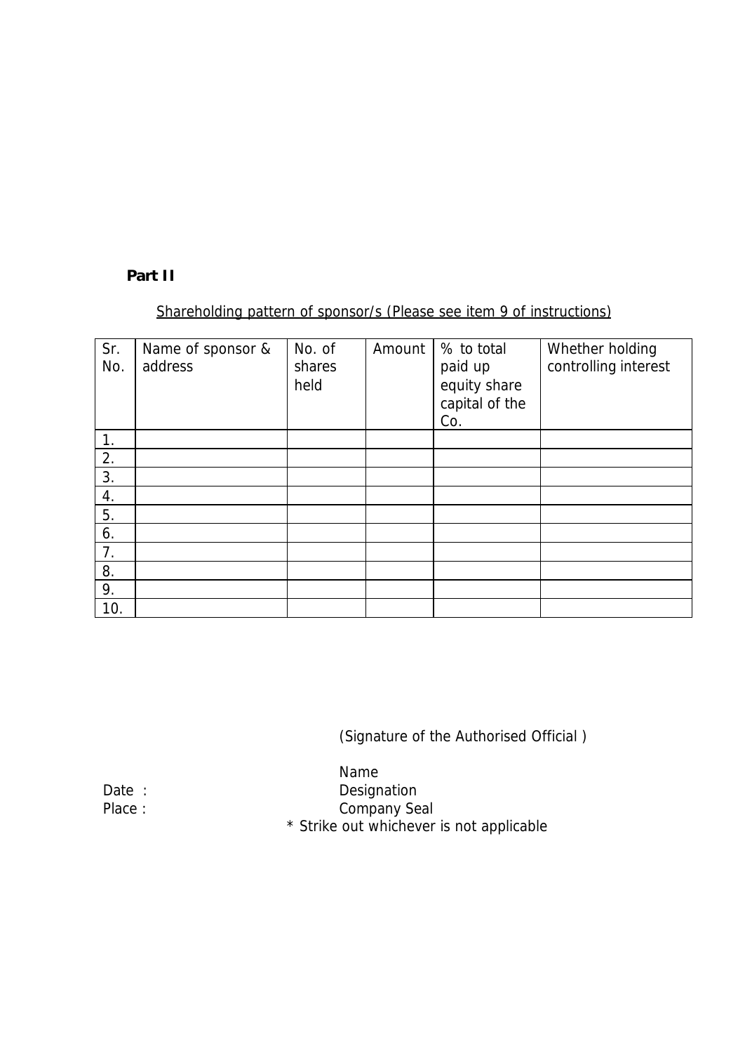**Part II**

Shareholding pattern of sponsor/s (Please see item 9 of instructions)

| Sr. No. | Name of sponsor & address | No. of shares held | Amount | % to total paid up equity share capital of the Co. | Whether holding controlling interest |
|---|---|---|---|---|---|
| 1. | | | | | |
| 2. | | | | | |
| 3. | | | | | |
| 4. | | | | | |
| 5. | | | | | |
| 6. | | | | | |
| 7. | | | | | |
| 8. | | | | | |
| 9. | | | | | |
| 10. | | | | | |

(Signature of the Authorised Official )

Name

Date :

Designation

Place :

Company Seal

* Strike out whichever is not applicable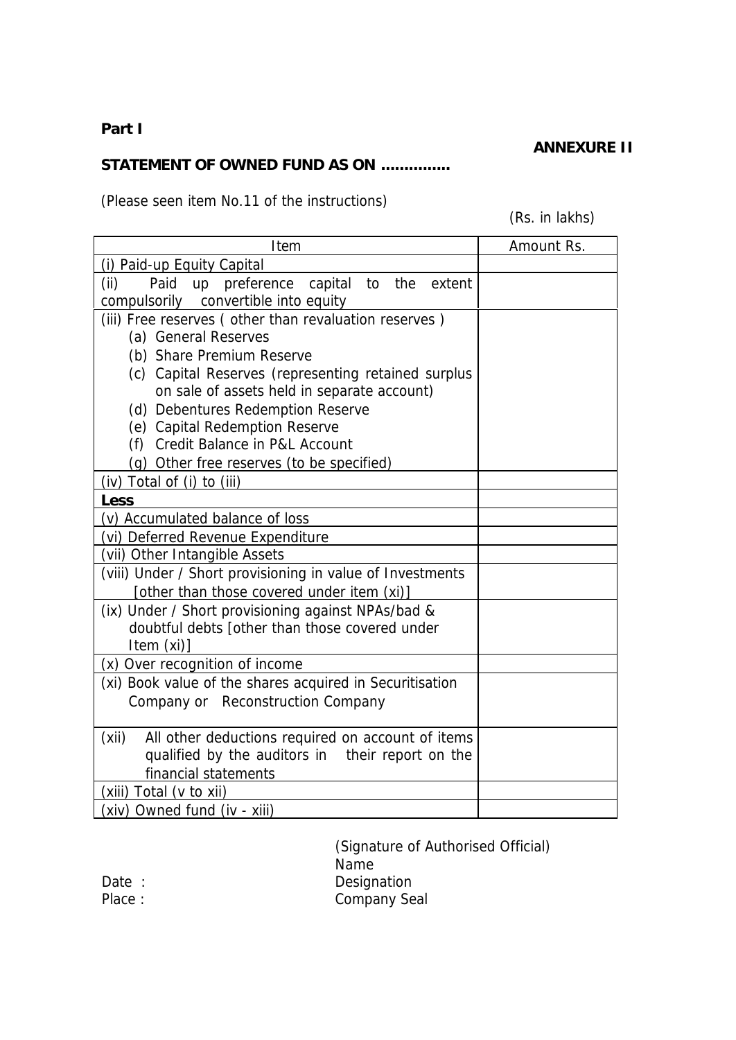**Part I**

**ANNEXURE II**

**STATEMENT OF OWNED FUND AS ON ...............**

(Please seen item No.11 of the instructions)

(Rs. in lakhs)

| Item | Amount Rs. |
|---|---|
| (i) Paid-up Equity Capital | |
| (ii) Paid up preference capital to the extent compulsorily convertible into equity | |
| (iii) Free reserves ( other than revaluation reserves )<br>(a) General Reserves<br>(b) Share Premium Reserve<br>(c) Capital Reserves (representing retained surplus on sale of assets held in separate account)<br>(d) Debentures Redemption Reserve<br>(e) Capital Redemption Reserve<br>(f) Credit Balance in P&L Account<br>(g) Other free reserves (to be specified) | |
| (iv) Total of (i) to (iii) | |
| **Less** | |
| (v) Accumulated balance of loss | |
| (vi) Deferred Revenue Expenditure | |
| (vii) Other Intangible Assets | |
| (viii) Under / Short provisioning in value of Investments [other than those covered under item (xi)] | |
| (ix) Under / Short provisioning against NPAs/bad & doubtful debts [other than those covered under Item (xi)] | |
| (x) Over recognition of income | |
| (xi) Book value of the shares acquired in Securitisation Company or Reconstruction Company | |
| (xii) All other deductions required on account of items qualified by the auditors in their report on the financial statements | |
| (xiii) Total (v to xii) | |
| (xiv) Owned fund (iv - xiii) | |

(Signature of Authorised Official)
Name
Designation
Company Seal

Date :
Place :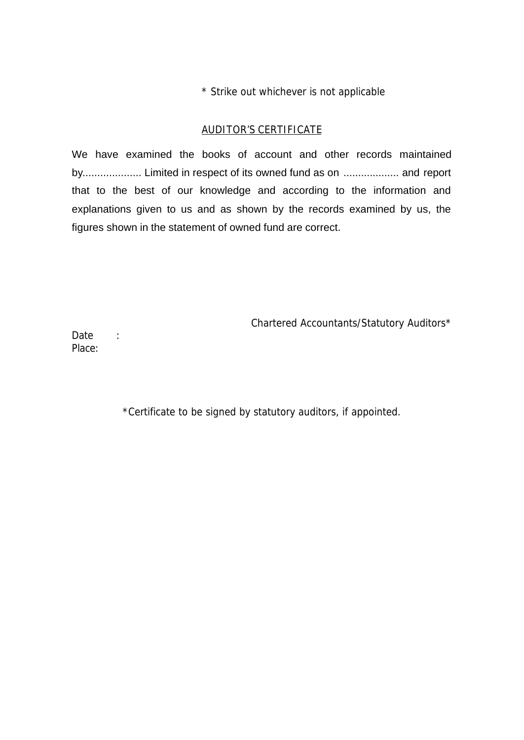* Strike out whichever is not applicable

## AUDITOR'S CERTIFICATE

We have examined the books of account and other records maintained by.................... Limited in respect of its owned fund as on ................... and report that to the best of our knowledge and according to the information and explanations given to us and as shown by the records examined by us, the figures shown in the statement of owned fund are correct.

Chartered Accountants/Statutory Auditors*

Date :
Place:

*Certificate to be signed by statutory auditors, if appointed.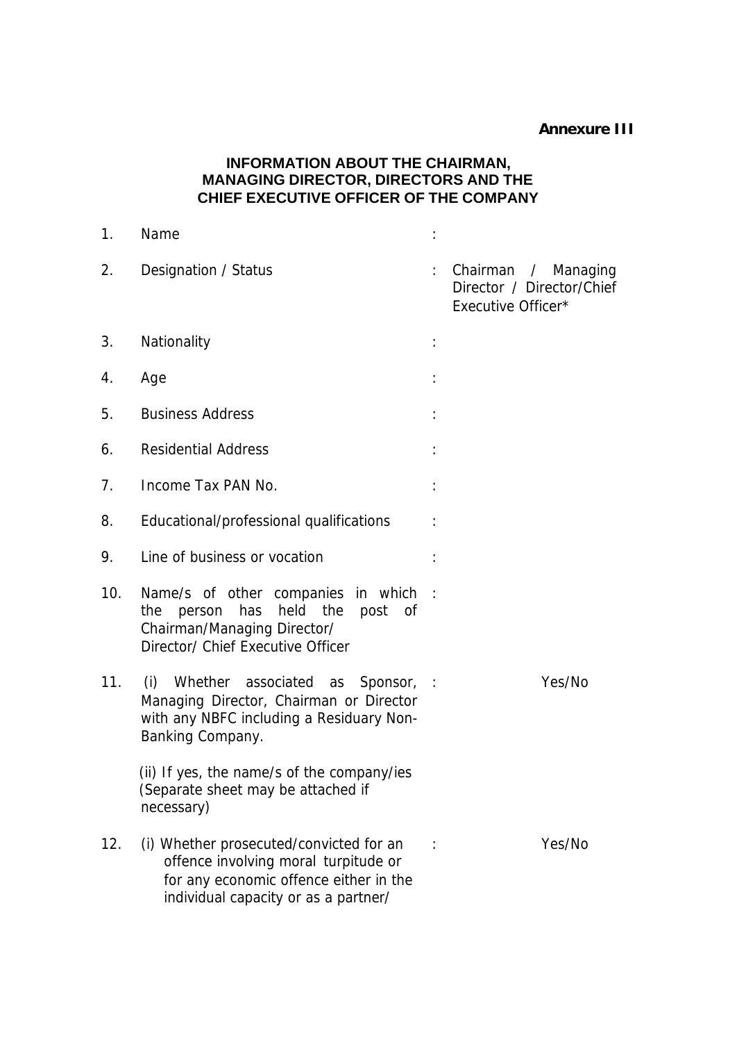**Annexure III**

## INFORMATION ABOUT THE CHAIRMAN, MANAGING DIRECTOR, DIRECTORS AND THE CHIEF EXECUTIVE OFFICER OF THE COMPANY

| | | | |
|---|---|---|---|
| 1. | Name | : | |
| 2. | Designation / Status | : | Chairman / Managing Director / Director/Chief Executive Officer* |
| 3. | Nationality | : | |
| 4. | Age | : | |
| 5. | Business Address | : | |
| 6. | Residential Address | : | |
| 7. | Income Tax PAN No. | : | |
| 8. | Educational/professional qualifications | : | |
| 9. | Line of business or vocation | : | |
| 10. | Name/s of other companies in which the person has held the post of Chairman/Managing Director/ Director/ Chief Executive Officer | : | |
| 11. | (i) Whether associated as Sponsor, Managing Director, Chairman or Director with any NBFC including a Residuary Non-Banking Company. | : | Yes/No |
| | (ii) If yes, the name/s of the company/ies (Separate sheet may be attached if necessary) | | |
| 12. | (i) Whether prosecuted/convicted for an offence involving moral turpitude or for any economic offence either in the individual capacity or as a partner/ | : | Yes/No |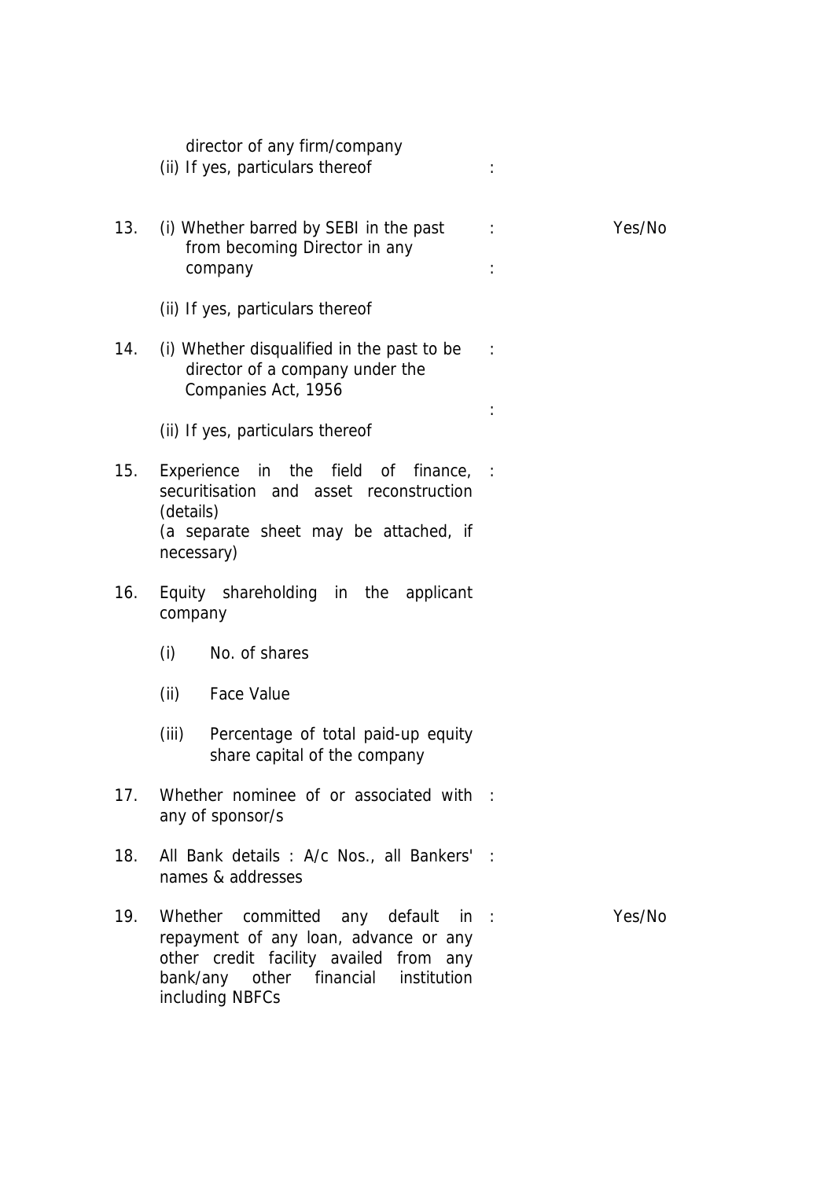director of any firm/company
(ii) If yes, particulars thereof :

| | | | |
|---|---|---|---|
| 13. | (i) Whether barred by SEBI in the past from becoming Director in any company | : | Yes/No |
| | (ii) If yes, particulars thereof | : | |
| 14. | (i) Whether disqualified in the past to be director of a company under the Companies Act, 1956 | : | |
| | (ii) If yes, particulars thereof | : | |
| 15. | Experience in the field of finance, securitisation and asset reconstruction (details) (a separate sheet may be attached, if necessary) | : | |
| 16. | Equity shareholding in the applicant company | | |
| | (i) No. of shares | | |
| | (ii) Face Value | | |
| | (iii) Percentage of total paid-up equity share capital of the company | | |
| 17. | Whether nominee of or associated with any of sponsor/s | : | |
| 18. | All Bank details : A/c Nos., all Bankers' names & addresses | : | |
| 19. | Whether committed any default in repayment of any loan, advance or any other credit facility availed from any bank/any other financial institution including NBFCs | : | Yes/No |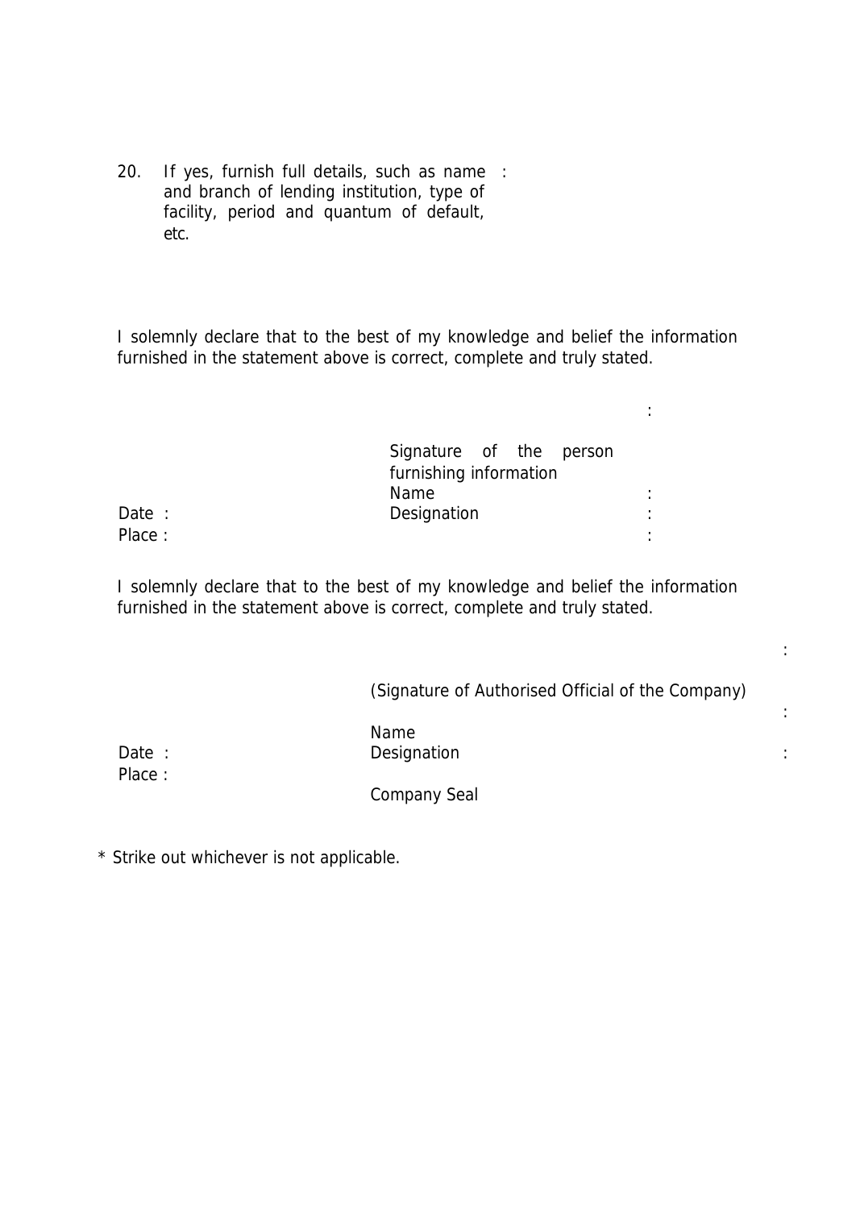20. If yes, furnish full details, such as name and branch of lending institution, type of facility, period and quantum of default, etc. :

I solemnly declare that to the best of my knowledge and belief the information furnished in the statement above is correct, complete and truly stated.

Signature of the person furnishing information :

Name :

Designation :

Date :

Place :

I solemnly declare that to the best of my knowledge and belief the information furnished in the statement above is correct, complete and truly stated.

(Signature of Authorised Official of the Company) :

Name :

Designation :

Date :

Place :

Company Seal

\* Strike out whichever is not applicable.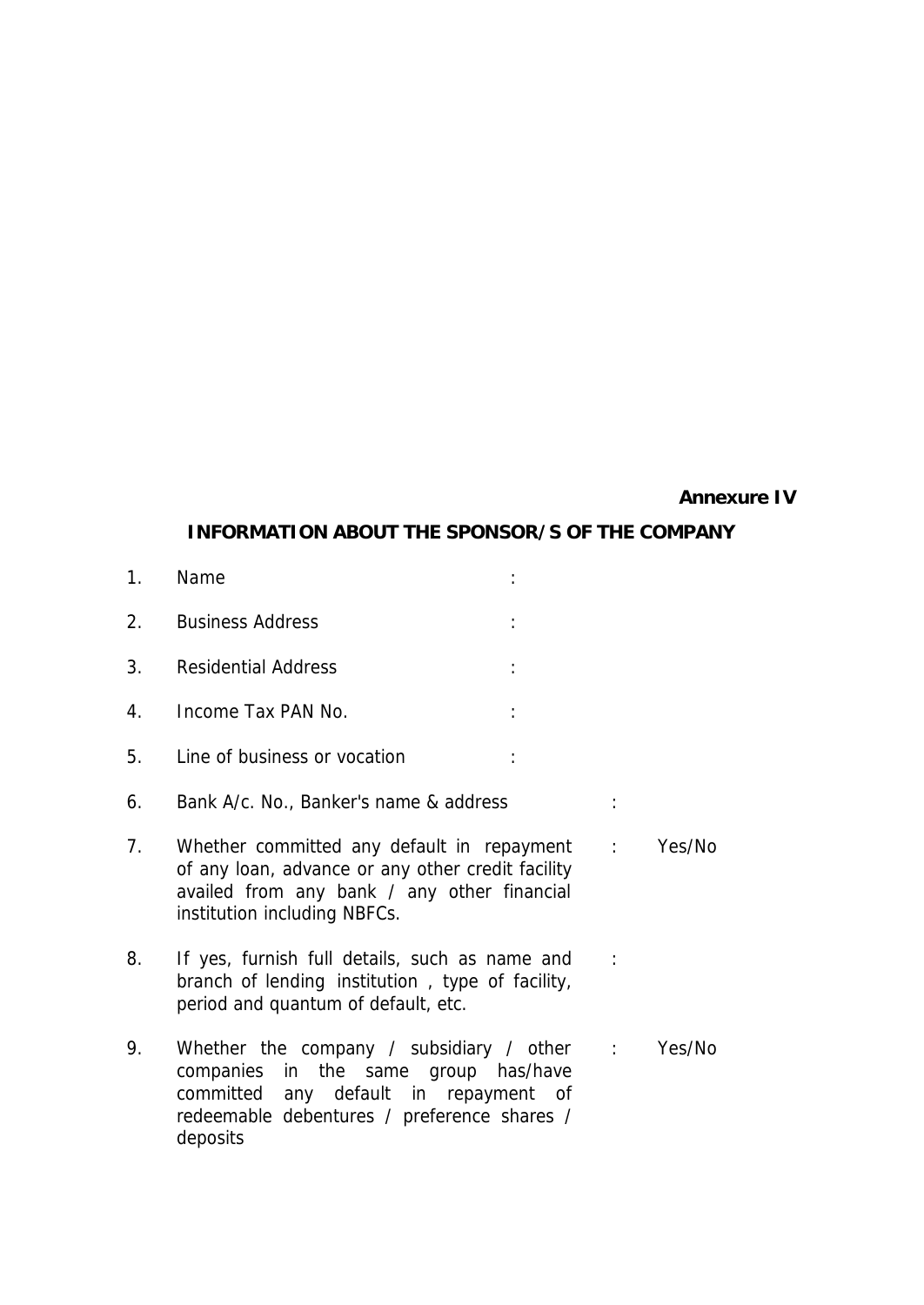**Annexure IV**

## INFORMATION ABOUT THE SPONSOR/S OF THE COMPANY

| | | | |
|---|---|---|---|
| 1. | Name | : | |
| 2. | Business Address | : | |
| 3. | Residential Address | : | |
| 4. | Income Tax PAN No. | : | |
| 5. | Line of business or vocation | : | |
| 6. | Bank A/c. No., Banker's name & address | : | |
| 7. | Whether committed any default in repayment of any loan, advance or any other credit facility availed from any bank / any other financial institution including NBFCs. | : | Yes/No |
| 8. | If yes, furnish full details, such as name and branch of lending institution , type of facility, period and quantum of default, etc. | : | |
| 9. | Whether the company / subsidiary / other companies in the same group has/have committed any default in repayment of redeemable debentures / preference shares / deposits | : | Yes/No |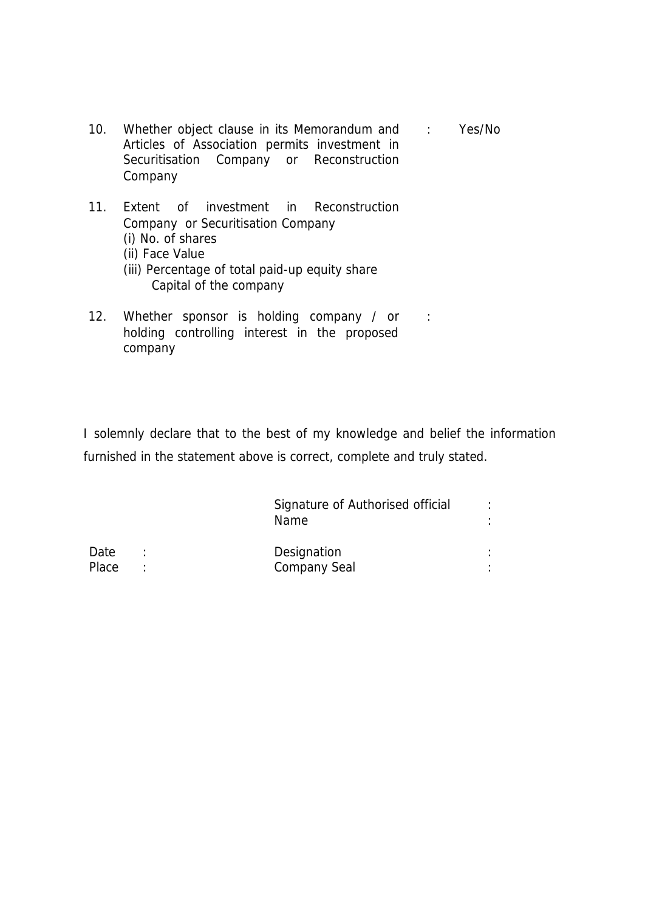| | | | |
|---|---|---|---|
| 10. | Whether object clause in its Memorandum and Articles of Association permits investment in Securitisation Company or Reconstruction Company | : | Yes/No |
| 11. | Extent of investment in Reconstruction Company or Securitisation Company<br>(i) No. of shares<br>(ii) Face Value<br>(iii) Percentage of total paid-up equity share Capital of the company | | |
| 12. | Whether sponsor is holding company / or holding controlling interest in the proposed company | : | |

I solemnly declare that to the best of my knowledge and belief the information furnished in the statement above is correct, complete and truly stated.

Signature of Authorised official :
Name :

Date :
Place :

Designation :
Company Seal :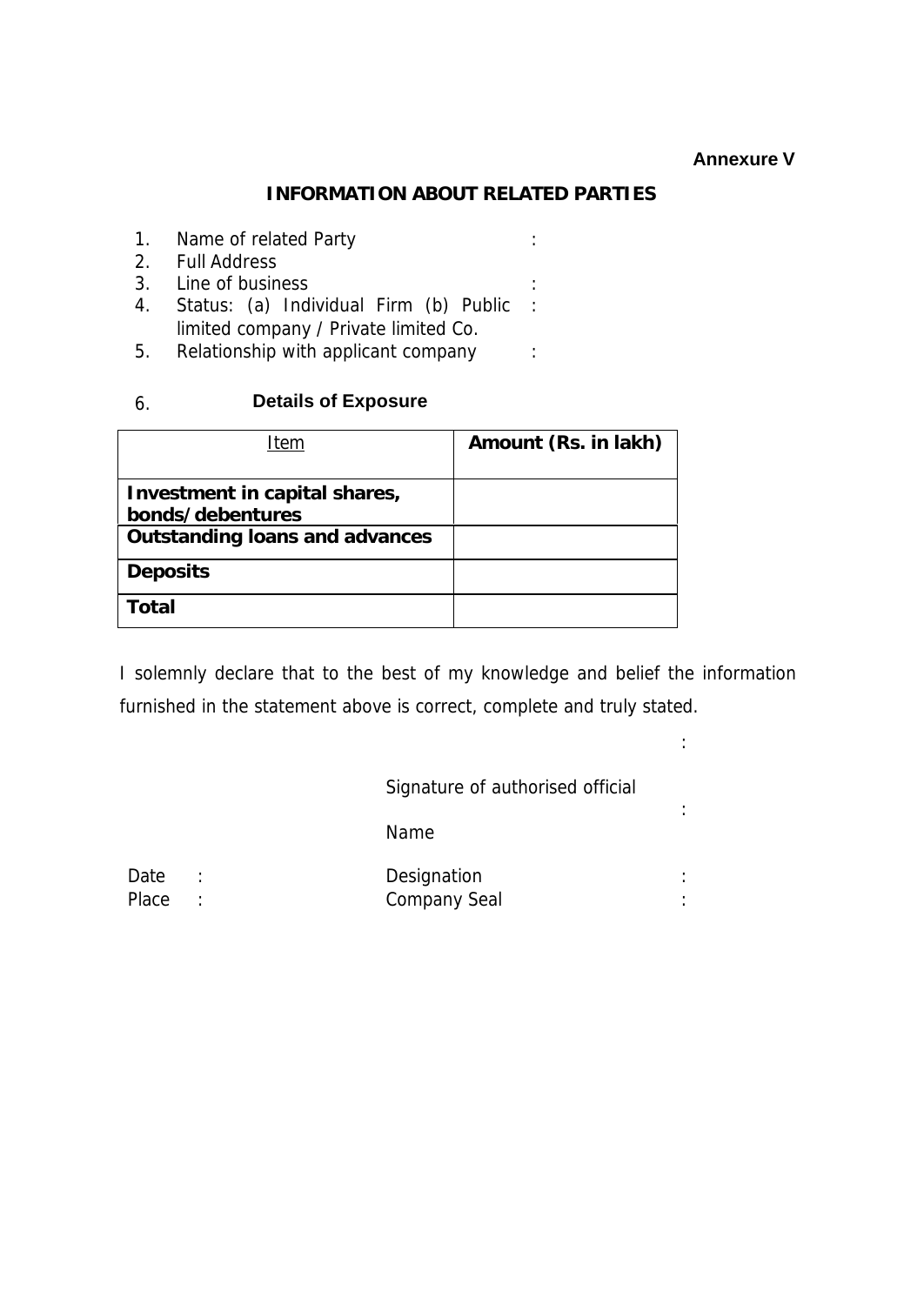**Annexure V**

## INFORMATION ABOUT RELATED PARTIES

1. Name of related Party :
2. Full Address
3. Line of business :
4. Status: (a) Individual Firm (b) Public limited company / Private limited Co. :
5. Relationship with applicant company :

6. **Details of Exposure**

| Item | Amount (Rs. in lakh) |
|---|---|
| **Investment in capital shares, bonds/debentures** | |
| **Outstanding loans and advances** | |
| **Deposits** | |
| **Total** | |

I solemnly declare that to the best of my knowledge and belief the information furnished in the statement above is correct, complete and truly stated.

Signature of authorised official :

Name :

Date :

Place :

Designation :

Company Seal :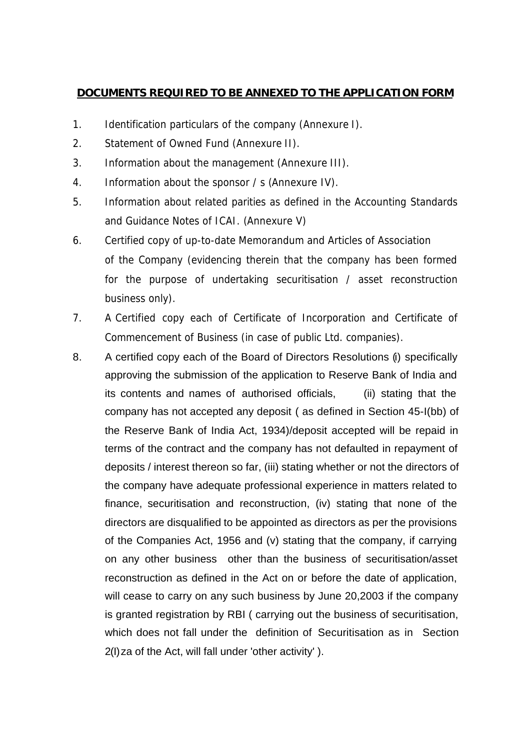**DOCUMENTS REQUIRED TO BE ANNEXED TO THE APPLICATION FORM**

1. Identification particulars of the company (Annexure I).
2. Statement of Owned Fund (Annexure II).
3. Information about the management (Annexure III).
4. Information about the sponsor / s (Annexure IV).
5. Information about related parities as defined in the Accounting Standards and Guidance Notes of ICAI. (Annexure V)
6. Certified copy of up-to-date Memorandum and Articles of Association of the Company (evidencing therein that the company has been formed for the purpose of undertaking securitisation / asset reconstruction business only).
7. A Certified copy each of Certificate of Incorporation and Certificate of Commencement of Business (in case of public Ltd. companies).
8. A certified copy each of the Board of Directors Resolutions (i) specifically approving the submission of the application to Reserve Bank of India and its contents and names of authorised officials, (ii) stating that the company has not accepted any deposit ( as defined in Section 45-I(bb) of the Reserve Bank of India Act, 1934)/deposit accepted will be repaid in terms of the contract and the company has not defaulted in repayment of deposits / interest thereon so far, (iii) stating whether or not the directors of the company have adequate professional experience in matters related to finance, securitisation and reconstruction, (iv) stating that none of the directors are disqualified to be appointed as directors as per the provisions of the Companies Act, 1956 and (v) stating that the company, if carrying on any other business other than the business of securitisation/asset reconstruction as defined in the Act on or before the date of application, will cease to carry on any such business by June 20,2003 if the company is granted registration by RBI ( carrying out the business of securitisation, which does not fall under the definition of Securitisation as in Section 2(I)za of the Act, will fall under 'other activity' ).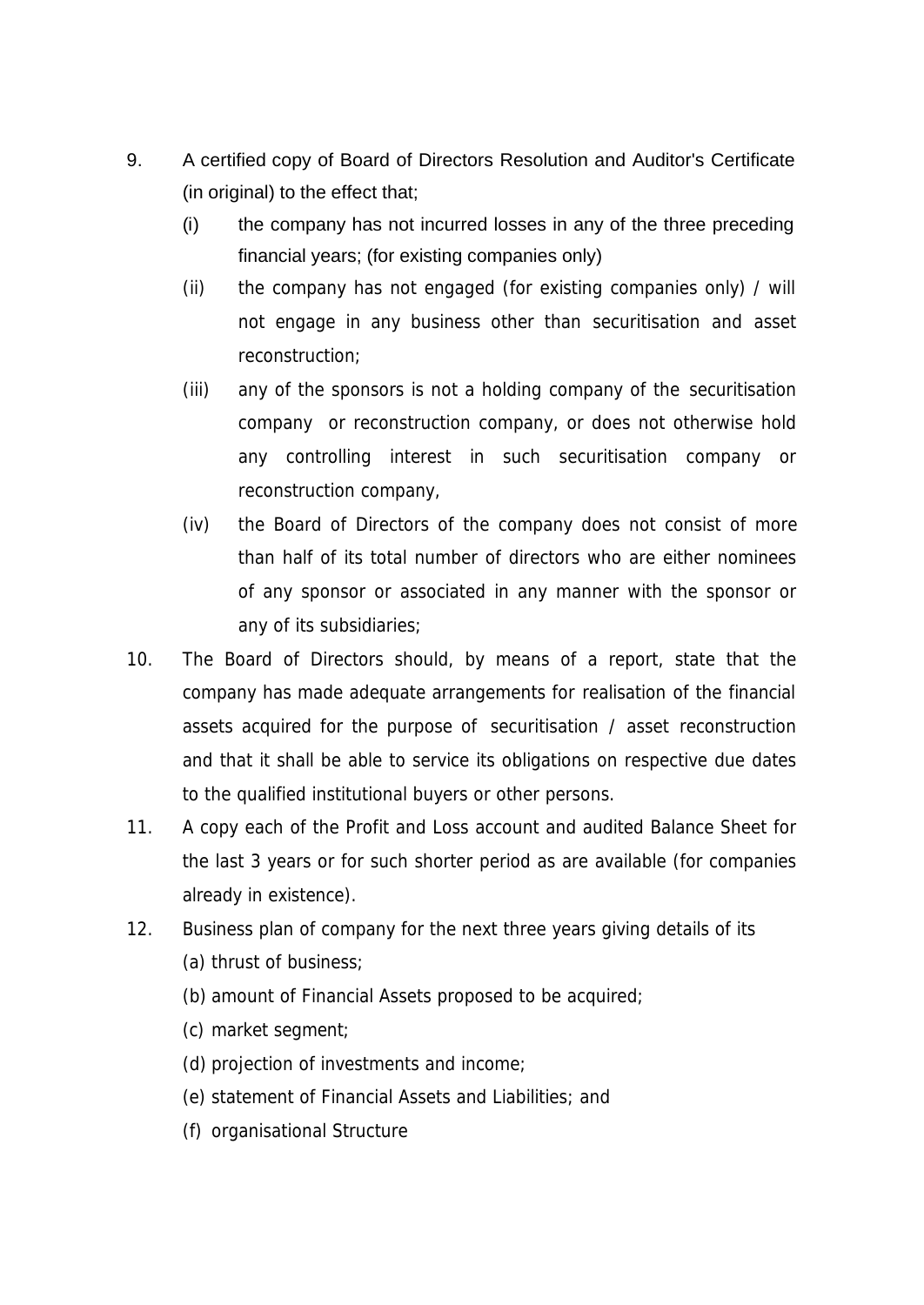9. A certified copy of Board of Directors Resolution and Auditor's Certificate (in original) to the effect that;

   (i) the company has not incurred losses in any of the three preceding financial years; (for existing companies only)

   (ii) the company has not engaged (for existing companies only) / will not engage in any business other than securitisation and asset reconstruction;

   (iii) any of the sponsors is not a holding company of the securitisation company or reconstruction company, or does not otherwise hold any controlling interest in such securitisation company or reconstruction company,

   (iv) the Board of Directors of the company does not consist of more than half of its total number of directors who are either nominees of any sponsor or associated in any manner with the sponsor or any of its subsidiaries;

10. The Board of Directors should, by means of a report, state that the company has made adequate arrangements for realisation of the financial assets acquired for the purpose of securitisation / asset reconstruction and that it shall be able to service its obligations on respective due dates to the qualified institutional buyers or other persons.

11. A copy each of the Profit and Loss account and audited Balance Sheet for the last 3 years or for such shorter period as are available (for companies already in existence).

12. Business plan of company for the next three years giving details of its

    (a) thrust of business;

    (b) amount of Financial Assets proposed to be acquired;

    (c) market segment;

    (d) projection of investments and income;

    (e) statement of Financial Assets and Liabilities; and

    (f) organisational Structure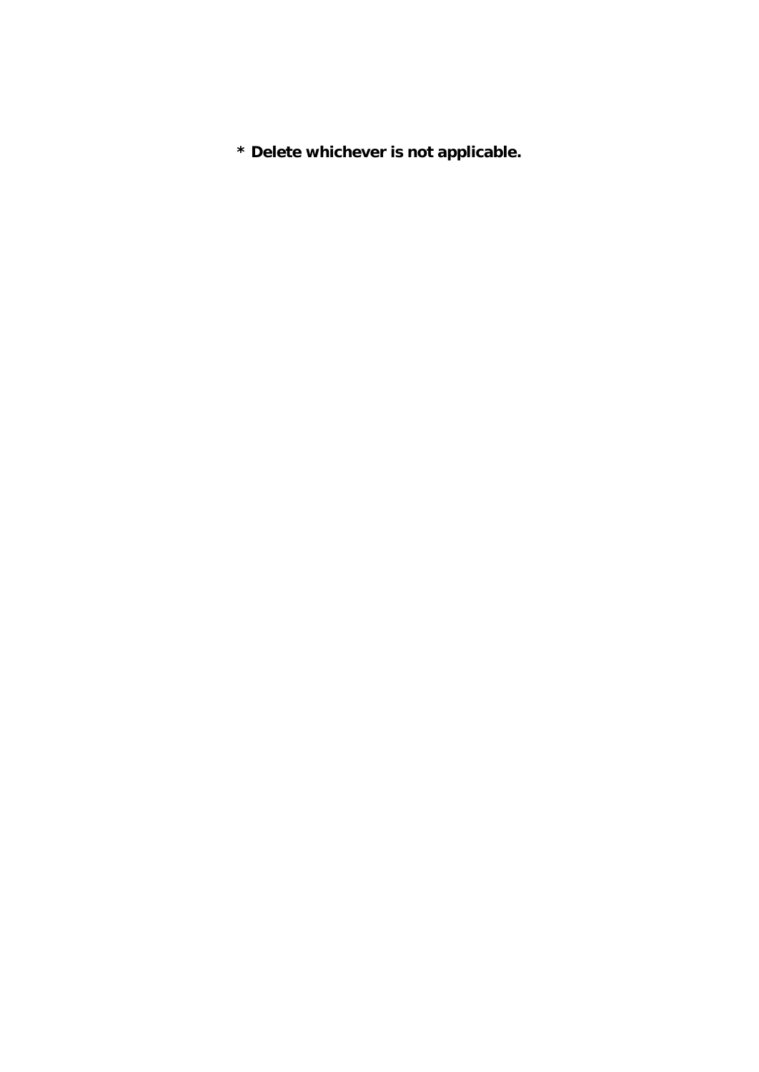**\* Delete whichever is not applicable.**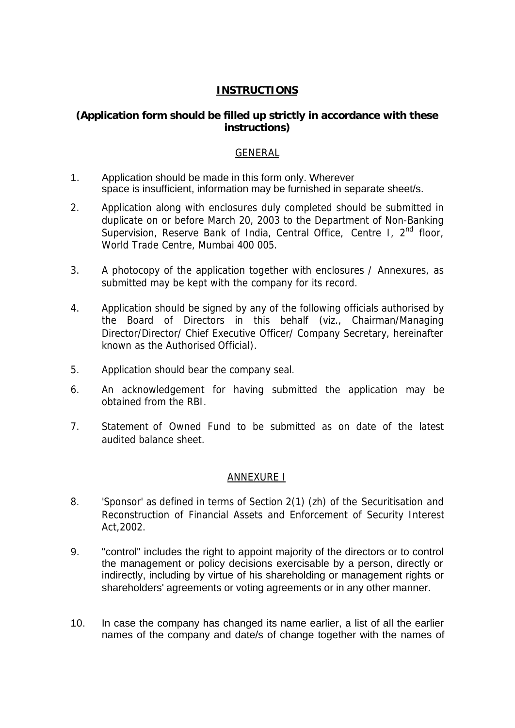## INSTRUCTIONS

**(Application form should be filled up strictly in accordance with these instructions)**

### GENERAL

1. Application should be made in this form only. Wherever space is insufficient, information may be furnished in separate sheet/s.
2. Application along with enclosures duly completed should be submitted in duplicate on or before March 20, 2003 to the Department of Non-Banking Supervision, Reserve Bank of India, Central Office, Centre I, 2nd floor, World Trade Centre, Mumbai 400 005.
3. A photocopy of the application together with enclosures / Annexures, as submitted may be kept with the company for its record.
4. Application should be signed by any of the following officials authorised by the Board of Directors in this behalf (viz., Chairman/Managing Director/Director/ Chief Executive Officer/ Company Secretary, hereinafter known as the Authorised Official).
5. Application should bear the company seal.
6. An acknowledgement for having submitted the application may be obtained from the RBI.
7. Statement of Owned Fund to be submitted as on date of the latest audited balance sheet.

### ANNEXURE I

8. 'Sponsor' as defined in terms of Section 2(1) (zh) of the Securitisation and Reconstruction of Financial Assets and Enforcement of Security Interest Act,2002.
9. "control" includes the right to appoint majority of the directors or to control the management or policy decisions exercisable by a person, directly or indirectly, including by virtue of his shareholding or management rights or shareholders' agreements or voting agreements or in any other manner.
10. In case the company has changed its name earlier, a list of all the earlier names of the company and date/s of change together with the names of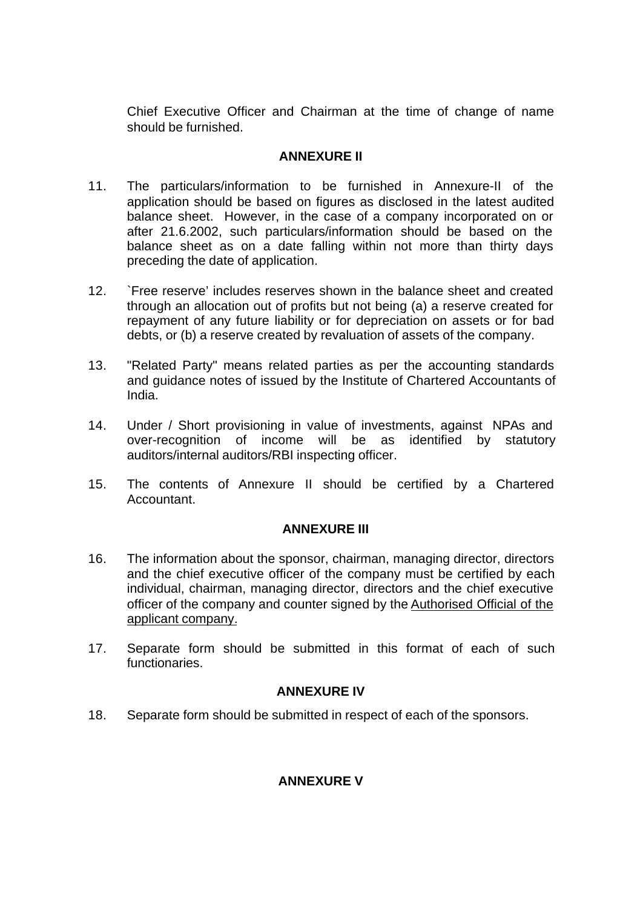Chief Executive Officer and Chairman at the time of change of name should be furnished.

## ANNEXURE II

11. The particulars/information to be furnished in Annexure-II of the application should be based on figures as disclosed in the latest audited balance sheet. However, in the case of a company incorporated on or after 21.6.2002, such particulars/information should be based on the balance sheet as on a date falling within not more than thirty days preceding the date of application.

12. `Free reserve' includes reserves shown in the balance sheet and created through an allocation out of profits but not being (a) a reserve created for repayment of any future liability or for depreciation on assets or for bad debts, or (b) a reserve created by revaluation of assets of the company.

13. "Related Party" means related parties as per the accounting standards and guidance notes of issued by the Institute of Chartered Accountants of India.

14. Under / Short provisioning in value of investments, against NPAs and over-recognition of income will be as identified by statutory auditors/internal auditors/RBI inspecting officer.

15. The contents of Annexure II should be certified by a Chartered Accountant.

## ANNEXURE III

16. The information about the sponsor, chairman, managing director, directors and the chief executive officer of the company must be certified by each individual, chairman, managing director, directors and the chief executive officer of the company and counter signed by the Authorised Official of the applicant company.

17. Separate form should be submitted in this format of each of such functionaries.

## ANNEXURE IV

18. Separate form should be submitted in respect of each of the sponsors.

## ANNEXURE V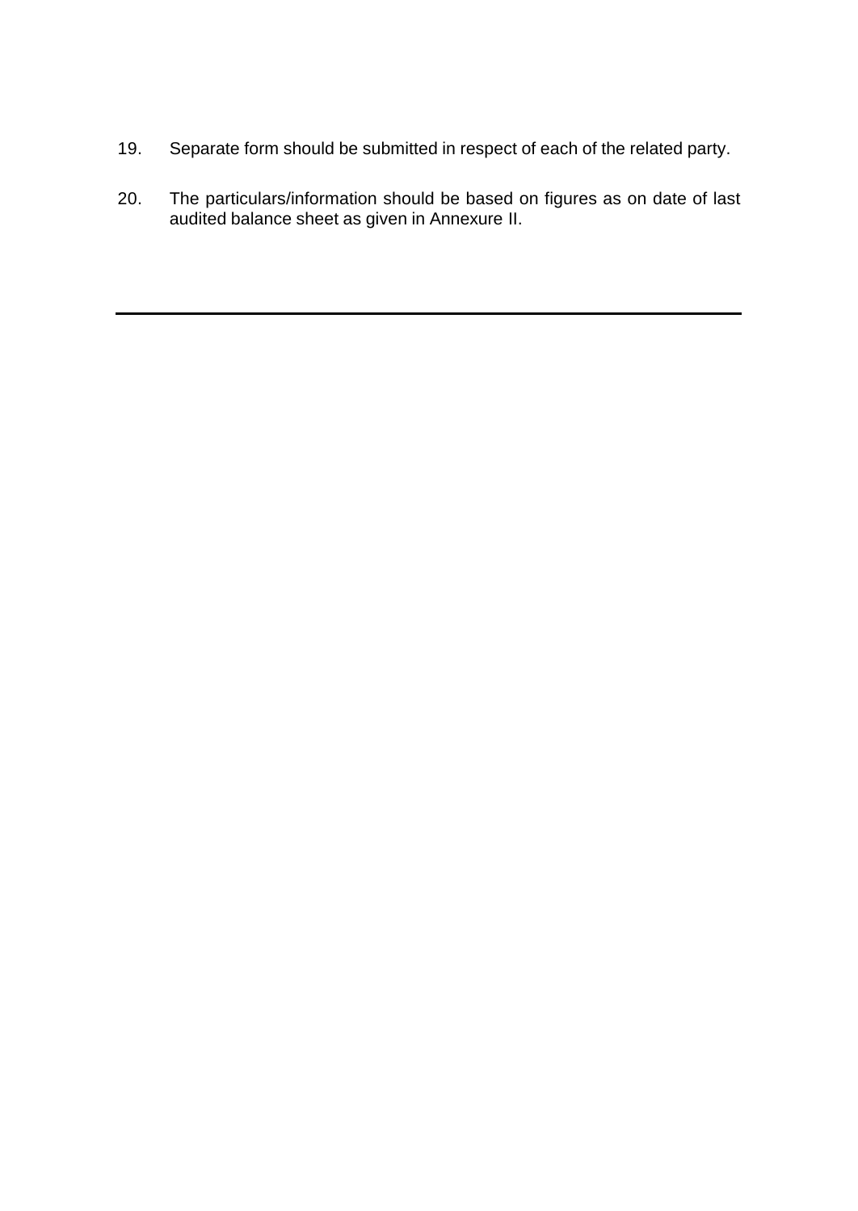19. Separate form should be submitted in respect of each of the related party.

20. The particulars/information should be based on figures as on date of last audited balance sheet as given in Annexure II.

---